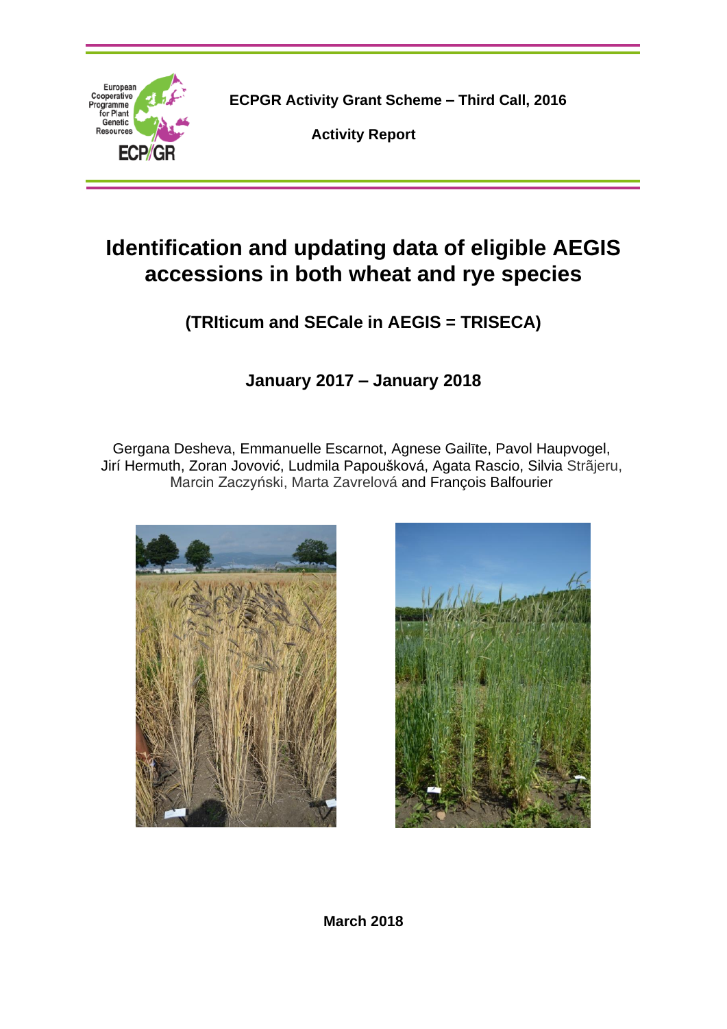ECPGR Activity Grant Scheme – Third Call, 2016

**Activity Report**

# Identification and updating data of eligible AEGIS accessions in both wheat and rye species

## (TRIticum and SECale in AEGIS = TRISECA)

### January 2017 – January 2018

Gergana Desheva, Emmanuelle Escarnot, Agnese Gailīte, Pavol Haupvogel, Jirí Hermuth, Zoran Jovović, Ludmila Papoušková, Agata Rascio, Silvia Strãjeru, Marcin Zaczyński, Marta Zavrelová and François Balfourier

**March 2018**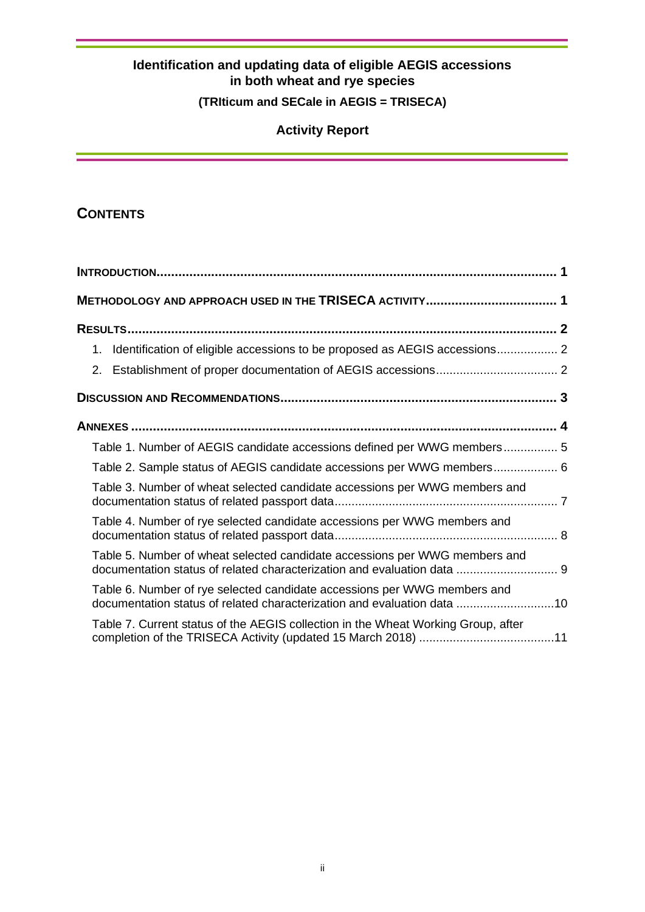**Identification and updating data of eligible AEGIS accessions in both wheat and rye species**

**(TRIticum and SECale in AEGIS = TRISECA)**

**Activity Report**

## CONTENTS

**INTRODUCTION** ..... 1

**METHODOLOGY AND APPROACH USED IN THE TRISECA ACTIVITY** ..... 1

**RESULTS** ..... 2

1. Identification of eligible accessions to be proposed as AEGIS accessions ..... 2
2. Establishment of proper documentation of AEGIS accessions ..... 2

**DISCUSSION AND RECOMMENDATIONS** ..... 3

**ANNEXES** ..... 4

- Table 1. Number of AEGIS candidate accessions defined per WWG members ..... 5
- Table 2. Sample status of AEGIS candidate accessions per WWG members ..... 6
- Table 3. Number of wheat selected candidate accessions per WWG members and documentation status of related passport data ..... 7
- Table 4. Number of rye selected candidate accessions per WWG members and documentation status of related passport data ..... 8
- Table 5. Number of wheat selected candidate accessions per WWG members and documentation status of related characterization and evaluation data ..... 9
- Table 6. Number of rye selected candidate accessions per WWG members and documentation status of related characterization and evaluation data ..... 10
- Table 7. Current status of the AEGIS collection in the Wheat Working Group, after completion of the TRISECA Activity (updated 15 March 2018) ..... 11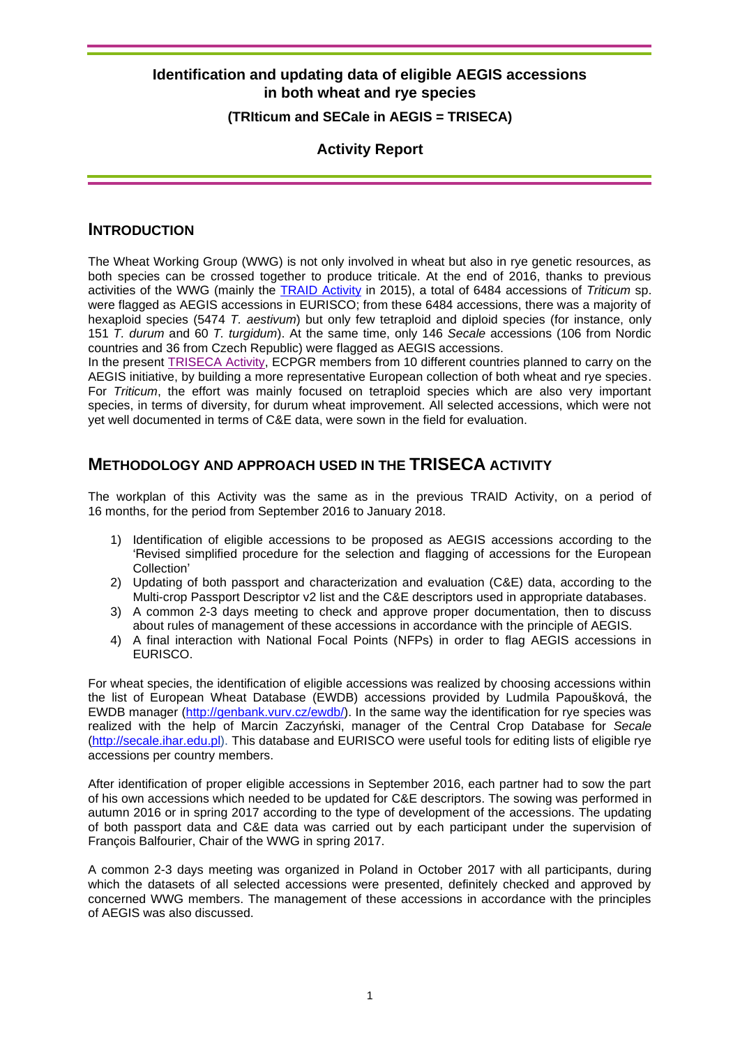# Identification and updating data of eligible AEGIS accessions in both wheat and rye species

### (TRIticum and SECale in AEGIS = TRISECA)

### Activity Report

## INTRODUCTION

The Wheat Working Group (WWG) is not only involved in wheat but also in rye genetic resources, as both species can be crossed together to produce triticale. At the end of 2016, thanks to previous activities of the WWG (mainly the TRAID Activity in 2015), a total of 6484 accessions of *Triticum* sp. were flagged as AEGIS accessions in EURISCO; from these 6484 accessions, there was a majority of hexaploid species (5474 *T. aestivum*) but only few tetraploid and diploid species (for instance, only 151 *T. durum* and 60 *T. turgidum*). At the same time, only 146 *Secale* accessions (106 from Nordic countries and 36 from Czech Republic) were flagged as AEGIS accessions.

In the present TRISECA Activity, ECPGR members from 10 different countries planned to carry on the AEGIS initiative, by building a more representative European collection of both wheat and rye species. For *Triticum*, the effort was mainly focused on tetraploid species which are also very important species, in terms of diversity, for durum wheat improvement. All selected accessions, which were not yet well documented in terms of C&E data, were sown in the field for evaluation.

## METHODOLOGY AND APPROACH USED IN THE TRISECA ACTIVITY

The workplan of this Activity was the same as in the previous TRAID Activity, on a period of 16 months, for the period from September 2016 to January 2018.

1) Identification of eligible accessions to be proposed as AEGIS accessions according to the 'Revised simplified procedure for the selection and flagging of accessions for the European Collection'
2) Updating of both passport and characterization and evaluation (C&E) data, according to the Multi-crop Passport Descriptor v2 list and the C&E descriptors used in appropriate databases.
3) A common 2-3 days meeting to check and approve proper documentation, then to discuss about rules of management of these accessions in accordance with the principle of AEGIS.
4) A final interaction with National Focal Points (NFPs) in order to flag AEGIS accessions in EURISCO.

For wheat species, the identification of eligible accessions was realized by choosing accessions within the list of European Wheat Database (EWDB) accessions provided by Ludmila Papoušková, the EWDB manager (http://genbank.vurv.cz/ewdb/). In the same way the identification for rye species was realized with the help of Marcin Zaczyński, manager of the Central Crop Database for *Secale* (http://secale.ihar.edu.pl). This database and EURISCO were useful tools for editing lists of eligible rye accessions per country members.

After identification of proper eligible accessions in September 2016, each partner had to sow the part of his own accessions which needed to be updated for C&E descriptors. The sowing was performed in autumn 2016 or in spring 2017 according to the type of development of the accessions. The updating of both passport data and C&E data was carried out by each participant under the supervision of François Balfourier, Chair of the WWG in spring 2017.

A common 2-3 days meeting was organized in Poland in October 2017 with all participants, during which the datasets of all selected accessions were presented, definitely checked and approved by concerned WWG members. The management of these accessions in accordance with the principles of AEGIS was also discussed.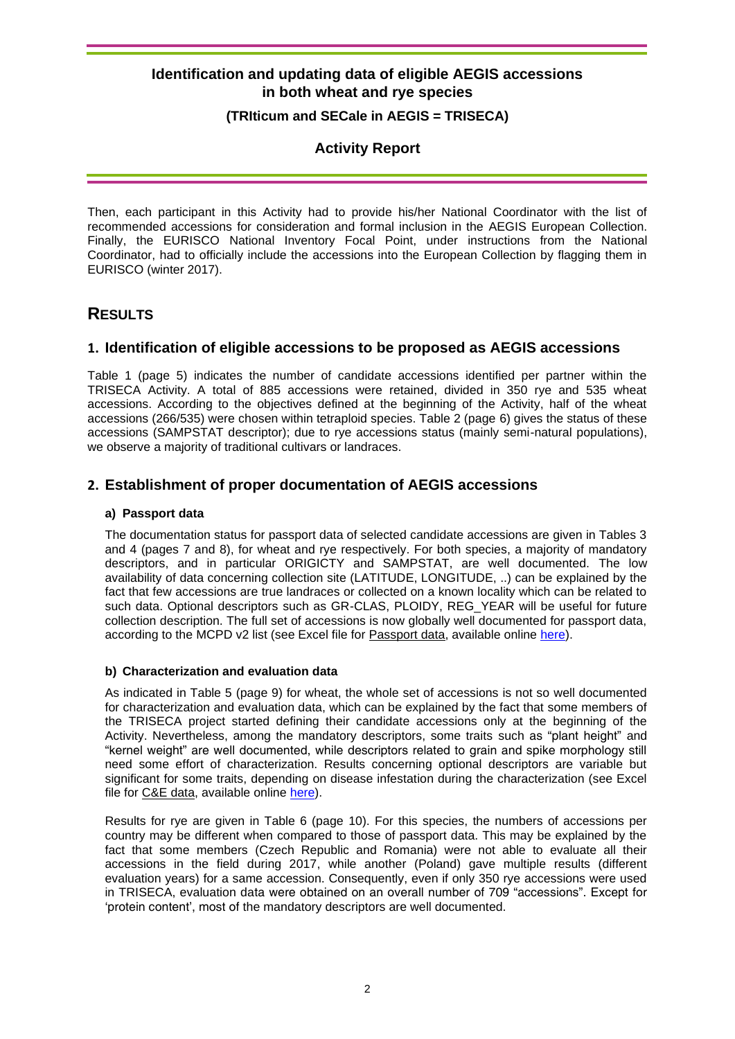Then, each participant in this Activity had to provide his/her National Coordinator with the list of recommended accessions for consideration and formal inclusion in the AEGIS European Collection. Finally, the EURISCO National Inventory Focal Point, under instructions from the National Coordinator, had to officially include the accessions into the European Collection by flagging them in EURISCO (winter 2017).

# RESULTS

## 1. Identification of eligible accessions to be proposed as AEGIS accessions

Table 1 (page 5) indicates the number of candidate accessions identified per partner within the TRISECA Activity. A total of 885 accessions were retained, divided in 350 rye and 535 wheat accessions. According to the objectives defined at the beginning of the Activity, half of the wheat accessions (266/535) were chosen within tetraploid species. Table 2 (page 6) gives the status of these accessions (SAMPSTAT descriptor); due to rye accessions status (mainly semi-natural populations), we observe a majority of traditional cultivars or landraces.

## 2. Establishment of proper documentation of AEGIS accessions

### a) Passport data

The documentation status for passport data of selected candidate accessions are given in Tables 3 and 4 (pages 7 and 8), for wheat and rye respectively. For both species, a majority of mandatory descriptors, and in particular ORIGICTY and SAMPSTAT, are well documented. The low availability of data concerning collection site (LATITUDE, LONGITUDE, ..) can be explained by the fact that few accessions are true landraces or collected on a known locality which can be related to such data. Optional descriptors such as GR-CLAS, PLOIDY, REG_YEAR will be useful for future collection description. The full set of accessions is now globally well documented for passport data, according to the MCPD v2 list (see Excel file for Passport data, available online here).

### b) Characterization and evaluation data

As indicated in Table 5 (page 9) for wheat, the whole set of accessions is not so well documented for characterization and evaluation data, which can be explained by the fact that some members of the TRISECA project started defining their candidate accessions only at the beginning of the Activity. Nevertheless, among the mandatory descriptors, some traits such as "plant height" and "kernel weight" are well documented, while descriptors related to grain and spike morphology still need some effort of characterization. Results concerning optional descriptors are variable but significant for some traits, depending on disease infestation during the characterization (see Excel file for C&E data, available online here).

Results for rye are given in Table 6 (page 10). For this species, the numbers of accessions per country may be different when compared to those of passport data. This may be explained by the fact that some members (Czech Republic and Romania) were not able to evaluate all their accessions in the field during 2017, while another (Poland) gave multiple results (different evaluation years) for a same accession. Consequently, even if only 350 rye accessions were used in TRISECA, evaluation data were obtained on an overall number of 709 "accessions". Except for 'protein content', most of the mandatory descriptors are well documented.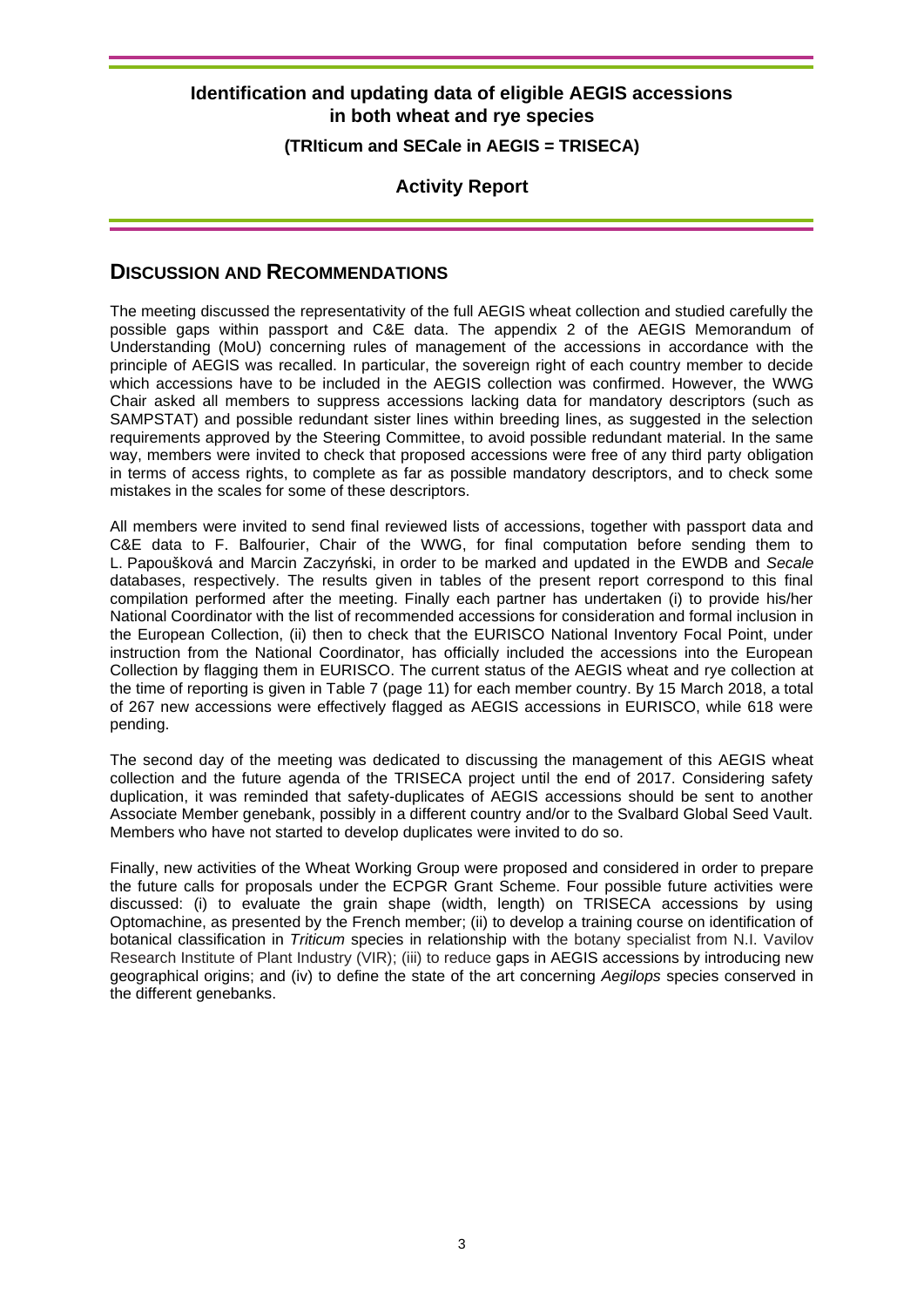## Discussion and Recommendations

The meeting discussed the representativity of the full AEGIS wheat collection and studied carefully the possible gaps within passport and C&E data. The appendix 2 of the AEGIS Memorandum of Understanding (MoU) concerning rules of management of the accessions in accordance with the principle of AEGIS was recalled. In particular, the sovereign right of each country member to decide which accessions have to be included in the AEGIS collection was confirmed. However, the WWG Chair asked all members to suppress accessions lacking data for mandatory descriptors (such as SAMPSTAT) and possible redundant sister lines within breeding lines, as suggested in the selection requirements approved by the Steering Committee, to avoid possible redundant material. In the same way, members were invited to check that proposed accessions were free of any third party obligation in terms of access rights, to complete as far as possible mandatory descriptors, and to check some mistakes in the scales for some of these descriptors.

All members were invited to send final reviewed lists of accessions, together with passport data and C&E data to F. Balfourier, Chair of the WWG, for final computation before sending them to L. Papoušková and Marcin Zaczyński, in order to be marked and updated in the EWDB and *Secale* databases, respectively. The results given in tables of the present report correspond to this final compilation performed after the meeting. Finally each partner has undertaken (i) to provide his/her National Coordinator with the list of recommended accessions for consideration and formal inclusion in the European Collection, (ii) then to check that the EURISCO National Inventory Focal Point, under instruction from the National Coordinator, has officially included the accessions into the European Collection by flagging them in EURISCO. The current status of the AEGIS wheat and rye collection at the time of reporting is given in Table 7 (page 11) for each member country. By 15 March 2018, a total of 267 new accessions were effectively flagged as AEGIS accessions in EURISCO, while 618 were pending.

The second day of the meeting was dedicated to discussing the management of this AEGIS wheat collection and the future agenda of the TRISECA project until the end of 2017. Considering safety duplication, it was reminded that safety-duplicates of AEGIS accessions should be sent to another Associate Member genebank, possibly in a different country and/or to the Svalbard Global Seed Vault. Members who have not started to develop duplicates were invited to do so.

Finally, new activities of the Wheat Working Group were proposed and considered in order to prepare the future calls for proposals under the ECPGR Grant Scheme. Four possible future activities were discussed: (i) to evaluate the grain shape (width, length) on TRISECA accessions by using Optomachine, as presented by the French member; (ii) to develop a training course on identification of botanical classification in *Triticum* species in relationship with the botany specialist from N.I. Vavilov Research Institute of Plant Industry (VIR); (iii) to reduce gaps in AEGIS accessions by introducing new geographical origins; and (iv) to define the state of the art concerning *Aegilops* species conserved in the different genebanks.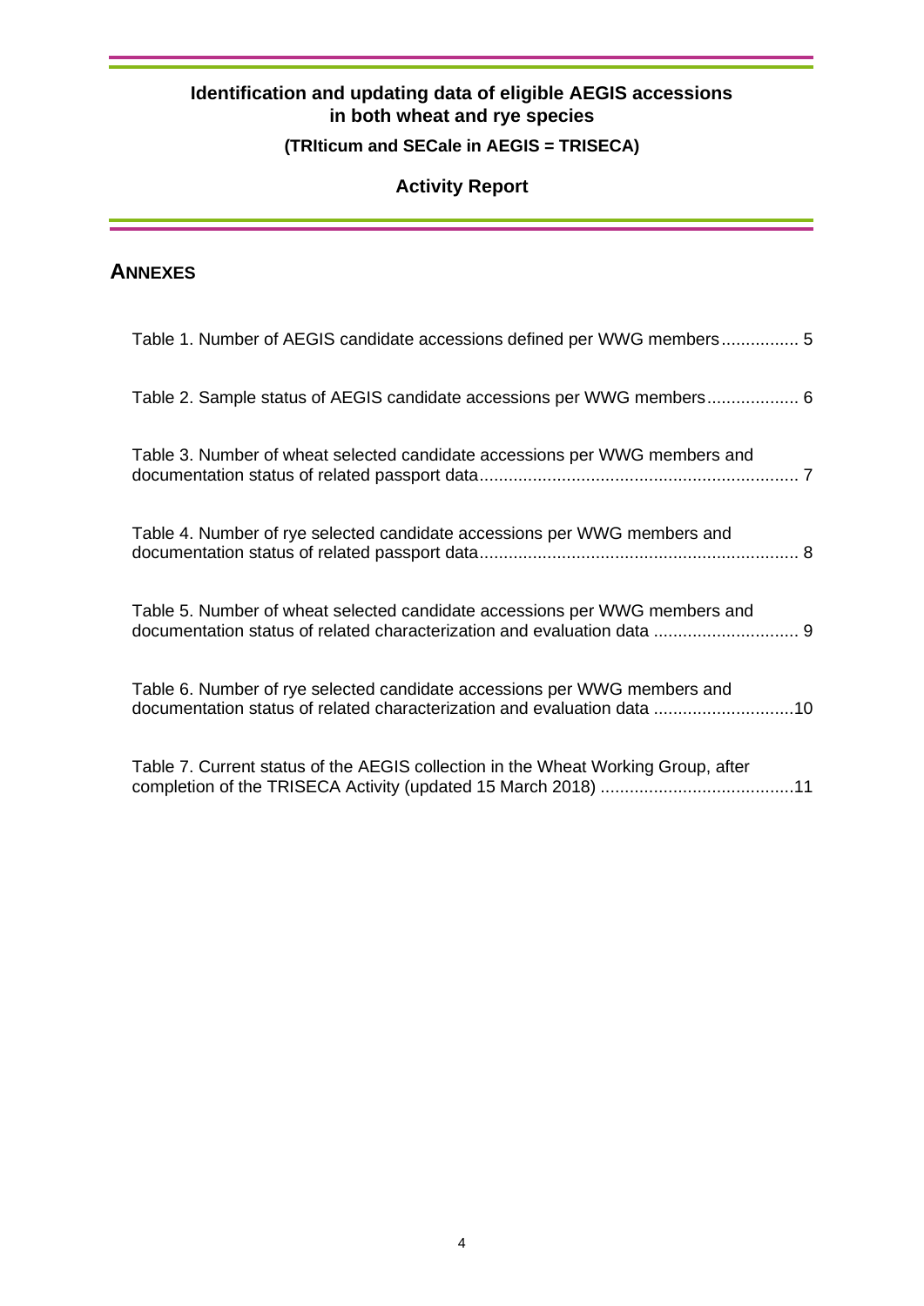# Identification and updating data of eligible AEGIS accessions in both wheat and rye species

**(TRIticum and SECale in AEGIS = TRISECA)**

**Activity Report**

## ANNEXES

Table 1. Number of AEGIS candidate accessions defined per WWG members................ 5

Table 2. Sample status of AEGIS candidate accessions per WWG members................... 6

Table 3. Number of wheat selected candidate accessions per WWG members and documentation status of related passport data.................................................................. 7

Table 4. Number of rye selected candidate accessions per WWG members and documentation status of related passport data.................................................................. 8

Table 5. Number of wheat selected candidate accessions per WWG members and documentation status of related characterization and evaluation data ............................. 9

Table 6. Number of rye selected candidate accessions per WWG members and documentation status of related characterization and evaluation data .............................10

Table 7. Current status of the AEGIS collection in the Wheat Working Group, after completion of the TRISECA Activity (updated 15 March 2018) .......................................11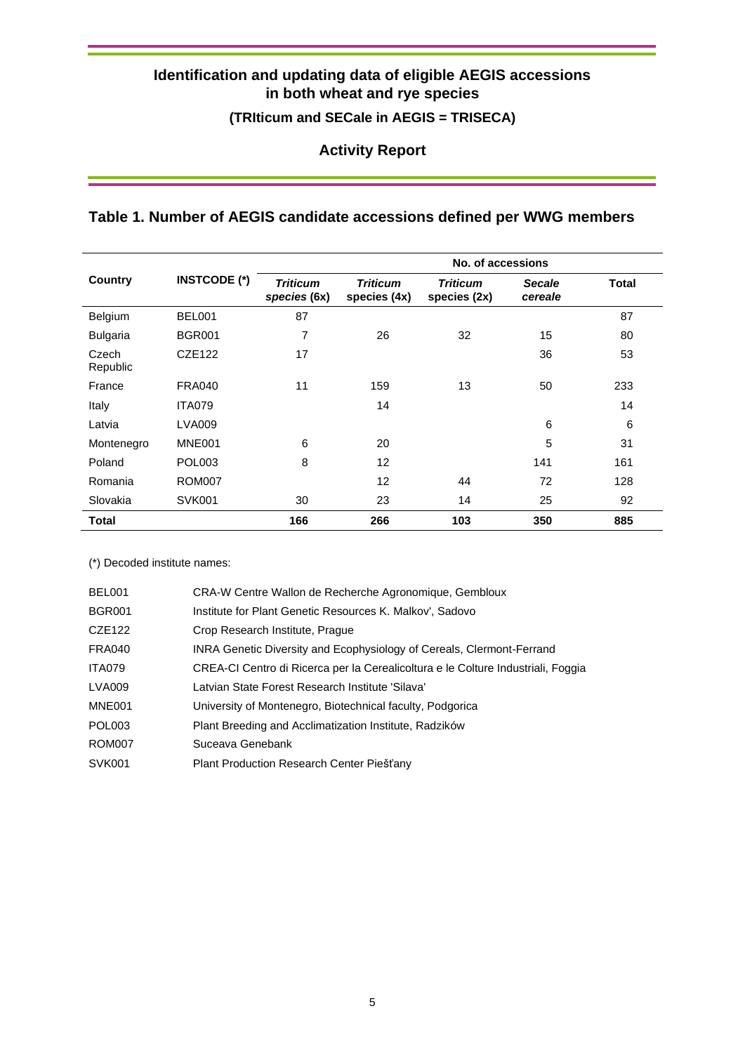## Identification and updating data of eligible AEGIS accessions in both wheat and rye species

### (TRIticum and SECale in AEGIS = TRISECA)

### Activity Report

## Table 1. Number of AEGIS candidate accessions defined per WWG members

| Country | INSTCODE (*) | No. of accessions | | | | |
|---|---|---|---|---|---|---|
| | | *Triticum* species (6x) | *Triticum* species (4x) | *Triticum* species (2x) | *Secale cereale* | Total |
| Belgium | BEL001 | 87 | | | | 87 |
| Bulgaria | BGR001 | 7 | 26 | 32 | 15 | 80 |
| Czech Republic | CZE122 | 17 | | | 36 | 53 |
| France | FRA040 | 11 | 159 | 13 | 50 | 233 |
| Italy | ITA079 | | 14 | | | 14 |
| Latvia | LVA009 | | | | 6 | 6 |
| Montenegro | MNE001 | 6 | 20 | | 5 | 31 |
| Poland | POL003 | 8 | 12 | | 141 | 161 |
| Romania | ROM007 | | 12 | 44 | 72 | 128 |
| Slovakia | SVK001 | 30 | 23 | 14 | 25 | 92 |
| **Total** | | **166** | **266** | **103** | **350** | **885** |

(*) Decoded institute names:

| | |
|---|---|
| BEL001 | CRA-W Centre Wallon de Recherche Agronomique, Gembloux |
| BGR001 | Institute for Plant Genetic Resources K. Malkov', Sadovo |
| CZE122 | Crop Research Institute, Prague |
| FRA040 | INRA Genetic Diversity and Ecophysiology of Cereals, Clermont-Ferrand |
| ITA079 | CREA-CI Centro di Ricerca per la Cerealicoltura e le Colture Industriali, Foggia |
| LVA009 | Latvian State Forest Research Institute 'Silava' |
| MNE001 | University of Montenegro, Biotechnical faculty, Podgorica |
| POL003 | Plant Breeding and Acclimatization Institute, Radzików |
| ROM007 | Suceava Genebank |
| SVK001 | Plant Production Research Center Piešťany |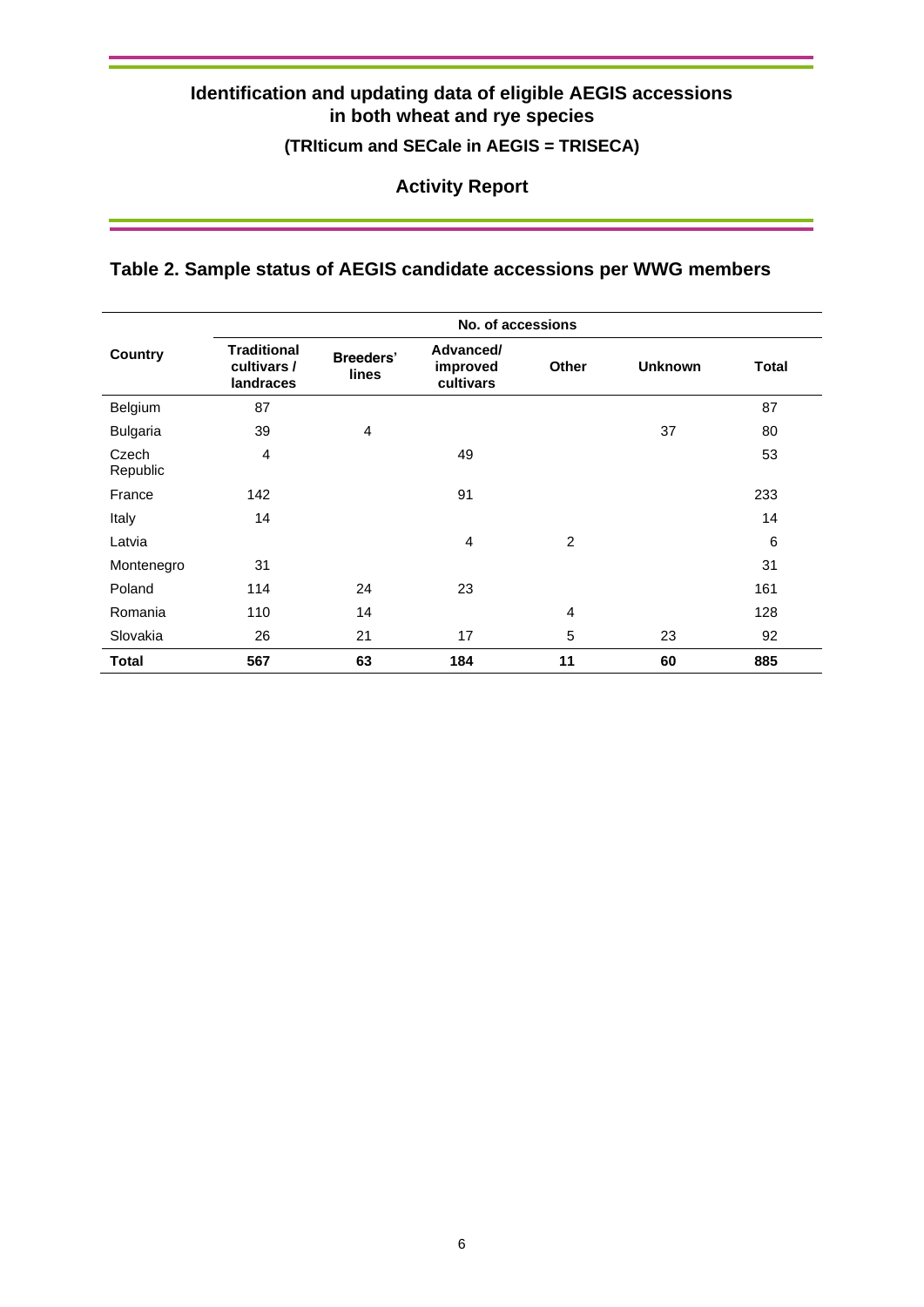Identification and updating data of eligible AEGIS accessions in both wheat and rye species

(TRIticum and SECale in AEGIS = TRISECA)

Activity Report

## Table 2. Sample status of AEGIS candidate accessions per WWG members

| Country | No. of accessions | | | | | |
|---|---|---|---|---|---|---|
| | Traditional cultivars / landraces | Breeders' lines | Advanced/ improved cultivars | Other | Unknown | Total |
| Belgium | 87 | | | | | 87 |
| Bulgaria | 39 | 4 | | | 37 | 80 |
| Czech Republic | 4 | | 49 | | | 53 |
| France | 142 | | 91 | | | 233 |
| Italy | 14 | | | | | 14 |
| Latvia | | | 4 | 2 | | 6 |
| Montenegro | 31 | | | | | 31 |
| Poland | 114 | 24 | 23 | | | 161 |
| Romania | 110 | 14 | | 4 | | 128 |
| Slovakia | 26 | 21 | 17 | 5 | 23 | 92 |
| **Total** | **567** | **63** | **184** | **11** | **60** | **885** |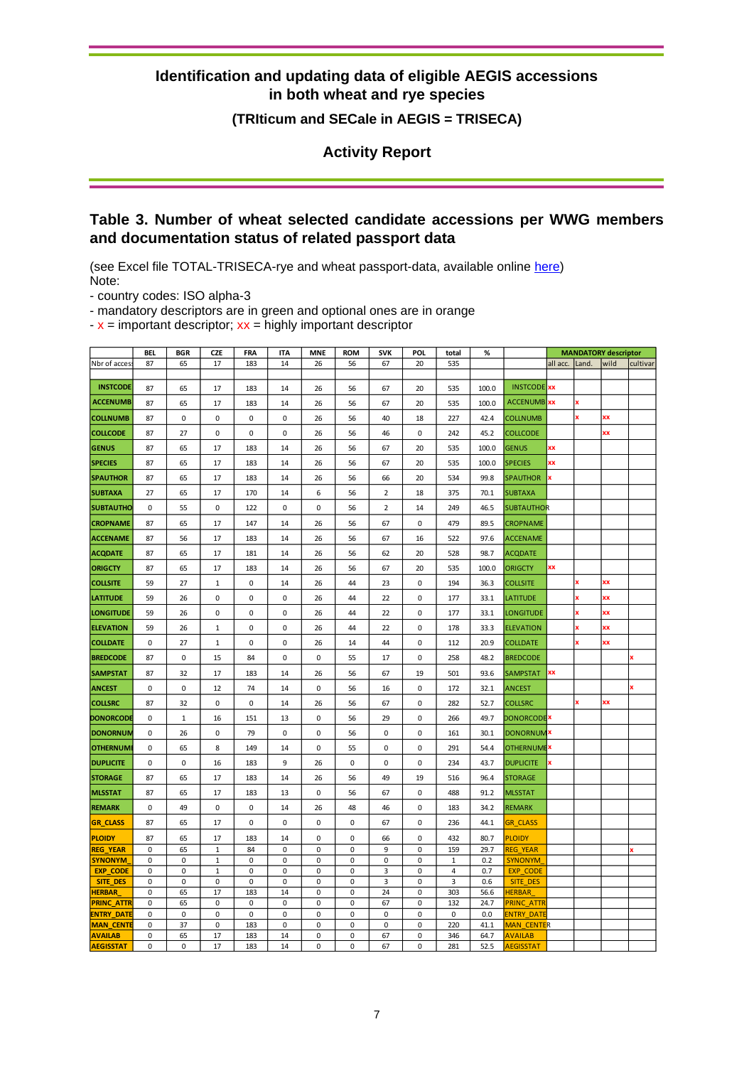## Table 3. Number of wheat selected candidate accessions per WWG members and documentation status of related passport data

(see Excel file TOTAL-TRISECA-rye and wheat passport-data, available online [here](here))
Note:

- country codes: ISO alpha-3
- mandatory descriptors are in green and optional ones are in orange
- x = important descriptor; xx = highly important descriptor

| | BEL | BGR | CZE | FRA | ITA | MNE | ROM | SVK | POL | total | % | | MANDATORY descriptor | | | |
|---|---|---|---|---|---|---|---|---|---|---|---|---|---|---|---|---|
| Nbr of acces | 87 | 65 | 17 | 183 | 14 | 26 | 56 | 67 | 20 | 535 | | | all acc. | Land. | wild | cultivar |
| INSTCODE | 87 | 65 | 17 | 183 | 14 | 26 | 56 | 67 | 20 | 535 | 100.0 | INSTCODE | xx | | | |
| ACCENUMB | 87 | 65 | 17 | 183 | 14 | 26 | 56 | 67 | 20 | 535 | 100.0 | ACCENUMB | xx | x | | |
| COLLNUMB | 87 | 0 | 0 | 0 | 0 | 26 | 56 | 40 | 18 | 227 | 42.4 | COLLNUMB | | x | xx | |
| COLLCODE | 87 | 27 | 0 | 0 | 0 | 26 | 56 | 46 | 0 | 242 | 45.2 | COLLCODE | | | xx | |
| GENUS | 87 | 65 | 17 | 183 | 14 | 26 | 56 | 67 | 20 | 535 | 100.0 | GENUS | xx | | | |
| SPECIES | 87 | 65 | 17 | 183 | 14 | 26 | 56 | 67 | 20 | 535 | 100.0 | SPECIES | xx | | | |
| SPAUTHOR | 87 | 65 | 17 | 183 | 14 | 26 | 56 | 66 | 20 | 534 | 99.8 | SPAUTHOR | x | | | |
| SUBTAXA | 27 | 65 | 17 | 170 | 14 | 6 | 56 | 2 | 18 | 375 | 70.1 | SUBTAXA | | | | |
| SUBTAUTHO | 0 | 55 | 0 | 122 | 0 | 0 | 56 | 2 | 14 | 249 | 46.5 | SUBTAUTHOR | | | | |
| CROPNAME | 87 | 65 | 17 | 147 | 14 | 26 | 56 | 67 | 0 | 479 | 89.5 | CROPNAME | | | | |
| ACCENAME | 87 | 56 | 17 | 183 | 14 | 26 | 56 | 67 | 16 | 522 | 97.6 | ACCENAME | | | | |
| ACQDATE | 87 | 65 | 17 | 181 | 14 | 26 | 56 | 62 | 20 | 528 | 98.7 | ACQDATE | | | | |
| ORIGCTY | 87 | 65 | 17 | 183 | 14 | 26 | 56 | 67 | 20 | 535 | 100.0 | ORIGCTY | xx | | | |
| COLLSITE | 59 | 27 | 1 | 0 | 14 | 26 | 44 | 23 | 0 | 194 | 36.3 | COLLSITE | | x | xx | |
| LATITUDE | 59 | 26 | 0 | 0 | 0 | 26 | 44 | 22 | 0 | 177 | 33.1 | LATITUDE | | x | xx | |
| LONGITUDE | 59 | 26 | 0 | 0 | 0 | 26 | 44 | 22 | 0 | 177 | 33.1 | LONGITUDE | | x | xx | |
| ELEVATION | 59 | 26 | 1 | 0 | 0 | 26 | 44 | 22 | 0 | 178 | 33.3 | ELEVATION | | x | xx | |
| COLLDATE | 0 | 27 | 1 | 0 | 0 | 26 | 14 | 44 | 0 | 112 | 20.9 | COLLDATE | | x | xx | |
| BREDCODE | 87 | 0 | 15 | 84 | 0 | 0 | 55 | 17 | 0 | 258 | 48.2 | BREDCODE | | | | x |
| SAMPSTAT | 87 | 32 | 17 | 183 | 14 | 26 | 56 | 67 | 19 | 501 | 93.6 | SAMPSTAT | xx | | | |
| ANCEST | 0 | 0 | 12 | 74 | 14 | 0 | 56 | 16 | 0 | 172 | 32.1 | ANCEST | | | | x |
| COLLSRC | 87 | 32 | 0 | 0 | 14 | 26 | 56 | 67 | 0 | 282 | 52.7 | COLLSRC | | x | xx | |
| DONORCODE | 0 | 1 | 16 | 151 | 13 | 0 | 56 | 29 | 0 | 266 | 49.7 | DONORCODE | x | | | |
| DONORNUM | 0 | 26 | 0 | 79 | 0 | 0 | 56 | 0 | 0 | 161 | 30.1 | DONORNUM | x | | | |
| OTHERNUMI | 0 | 65 | 8 | 149 | 14 | 0 | 55 | 0 | 0 | 291 | 54.4 | OTHERNUME | x | | | |
| DUPLICITE | 0 | 0 | 16 | 183 | 9 | 26 | 0 | 0 | 0 | 234 | 43.7 | DUPLICITE | x | | | |
| STORAGE | 87 | 65 | 17 | 183 | 14 | 26 | 56 | 49 | 19 | 516 | 96.4 | STORAGE | | | | |
| MLSSTAT | 87 | 65 | 17 | 183 | 13 | 0 | 56 | 67 | 0 | 488 | 91.2 | MLSSTAT | | | | |
| REMARK | 0 | 49 | 0 | 0 | 14 | 26 | 48 | 46 | 0 | 183 | 34.2 | REMARK | | | | |
| GR_CLASS | 87 | 65 | 17 | 0 | 0 | 0 | 0 | 67 | 0 | 236 | 44.1 | GR_CLASS | | | | |
| PLOIDY | 87 | 65 | 17 | 183 | 14 | 0 | 0 | 66 | 0 | 432 | 80.7 | PLOIDY | | | | |
| REG_YEAR | 0 | 65 | 1 | 84 | 0 | 0 | 0 | 9 | 0 | 159 | 29.7 | REG_YEAR | | | | x |
| SYNONYM_ | 0 | 0 | 1 | 0 | 0 | 0 | 0 | 0 | 0 | 1 | 0.2 | SYNONYM_ | | | | |
| EXP_CODE | 0 | 0 | 1 | 0 | 0 | 0 | 0 | 3 | 0 | 4 | 0.7 | EXP_CODE | | | | |
| SITE_DES | 0 | 0 | 0 | 0 | 0 | 0 | 0 | 3 | 0 | 3 | 0.6 | SITE_DES | | | | |
| HERBAR_ | 0 | 65 | 17 | 183 | 14 | 0 | 0 | 24 | 0 | 303 | 56.6 | HERBAR_ | | | | |
| PRINC_ATTR | 0 | 65 | 0 | 0 | 0 | 0 | 0 | 67 | 0 | 132 | 24.7 | PRINC_ATTR | | | | |
| ENTRY_DATE | 0 | 0 | 0 | 0 | 0 | 0 | 0 | 0 | 0 | 0 | 0.0 | ENTRY_DATE | | | | |
| MAN_CENTE | 0 | 37 | 0 | 183 | 0 | 0 | 0 | 0 | 0 | 220 | 41.1 | MAN_CENTER | | | | |
| AVAILAB | 0 | 65 | 17 | 183 | 14 | 0 | 0 | 67 | 0 | 346 | 64.7 | AVAILAB | | | | |
| AEGISSTAT | 0 | 0 | 17 | 183 | 14 | 0 | 0 | 67 | 0 | 281 | 52.5 | AEGISSTAT | | | | |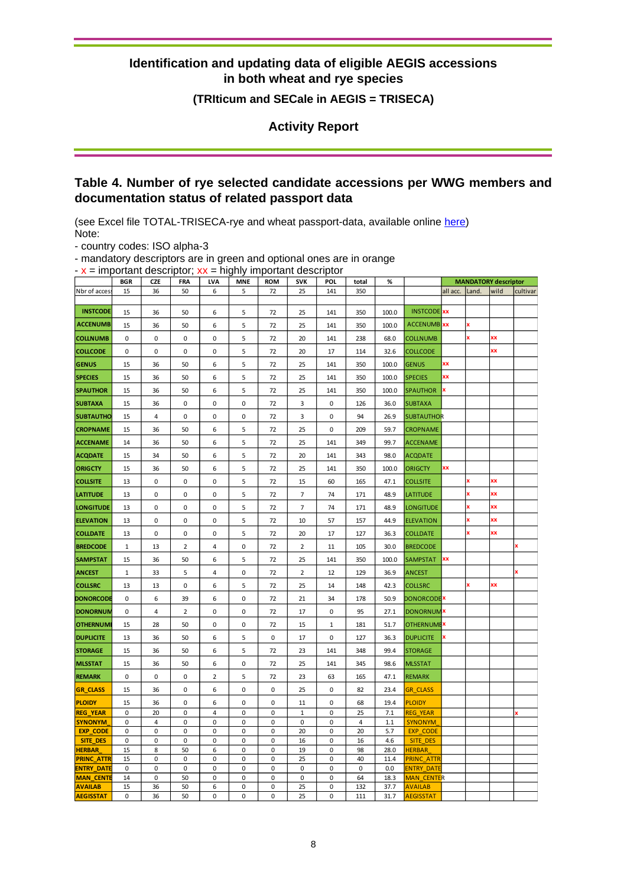# Identification and updating data of eligible AEGIS accessions in both wheat and rye species

### (TRIticum and SECale in AEGIS = TRISECA)

### Activity Report

## Table 4. Number of rye selected candidate accessions per WWG members and documentation status of related passport data

(see Excel file TOTAL-TRISECA-rye and wheat passport-data, available online here)

Note:

- country codes: ISO alpha-3
- mandatory descriptors are in green and optional ones are in orange
- x = important descriptor; xx = highly important descriptor

| | BGR | CZE | FRA | LVA | MNE | ROM | SVK | POL | total | % | | MANDATORY descriptor | | | |
|---|---|---|---|---|---|---|---|---|---|---|---|---|---|---|---|
| Nbr of access | 15 | 36 | 50 | 6 | 5 | 72 | 25 | 141 | 350 | | | all acc. | Land. | wild | cultivar |
| INSTCODE | 15 | 36 | 50 | 6 | 5 | 72 | 25 | 141 | 350 | 100.0 | INSTCODE | xx | | | |
| ACCENUMB | 15 | 36 | 50 | 6 | 5 | 72 | 25 | 141 | 350 | 100.0 | ACCENUMB | xx | x | | |
| COLLNUMB | 0 | 0 | 0 | 0 | 5 | 72 | 20 | 141 | 238 | 68.0 | COLLNUMB | | x | xx | |
| COLLCODE | 0 | 0 | 0 | 0 | 5 | 72 | 20 | 17 | 114 | 32.6 | COLLCODE | | | xx | |
| GENUS | 15 | 36 | 50 | 6 | 5 | 72 | 25 | 141 | 350 | 100.0 | GENUS | xx | | | |
| SPECIES | 15 | 36 | 50 | 6 | 5 | 72 | 25 | 141 | 350 | 100.0 | SPECIES | xx | | | |
| SPAUTHOR | 15 | 36 | 50 | 6 | 5 | 72 | 25 | 141 | 350 | 100.0 | SPAUTHOR | x | | | |
| SUBTAXA | 15 | 36 | 0 | 0 | 0 | 72 | 3 | 0 | 126 | 36.0 | SUBTAXA | | | | |
| SUBTAUTHO | 15 | 4 | 0 | 0 | 0 | 72 | 3 | 0 | 94 | 26.9 | SUBTAUTHOR | | | | |
| CROPNAME | 15 | 36 | 50 | 6 | 5 | 72 | 25 | 0 | 209 | 59.7 | CROPNAME | | | | |
| ACCENAME | 14 | 36 | 50 | 6 | 5 | 72 | 25 | 141 | 349 | 99.7 | ACCENAME | | | | |
| ACQDATE | 15 | 34 | 50 | 6 | 5 | 72 | 20 | 141 | 343 | 98.0 | ACQDATE | | | | |
| ORIGCTY | 15 | 36 | 50 | 6 | 5 | 72 | 25 | 141 | 350 | 100.0 | ORIGCTY | xx | | | |
| COLLSITE | 13 | 0 | 0 | 0 | 5 | 72 | 15 | 60 | 165 | 47.1 | COLLSITE | | x | xx | |
| LATITUDE | 13 | 0 | 0 | 0 | 5 | 72 | 7 | 74 | 171 | 48.9 | LATITUDE | | x | xx | |
| LONGITUDE | 13 | 0 | 0 | 0 | 5 | 72 | 7 | 74 | 171 | 48.9 | LONGITUDE | | x | xx | |
| ELEVATION | 13 | 0 | 0 | 0 | 5 | 72 | 10 | 57 | 157 | 44.9 | ELEVATION | | x | xx | |
| COLLDATE | 13 | 0 | 0 | 0 | 5 | 72 | 20 | 17 | 127 | 36.3 | COLLDATE | | x | xx | |
| BREDCODE | 1 | 13 | 2 | 4 | 0 | 72 | 2 | 11 | 105 | 30.0 | BREDCODE | | | | x |
| SAMPSTAT | 15 | 36 | 50 | 6 | 5 | 72 | 25 | 141 | 350 | 100.0 | SAMPSTAT | xx | | | |
| ANCEST | 1 | 33 | 5 | 4 | 0 | 72 | 2 | 12 | 129 | 36.9 | ANCEST | | | | x |
| COLLSRC | 13 | 13 | 0 | 6 | 5 | 72 | 25 | 14 | 148 | 42.3 | COLLSRC | | x | xx | |
| DONORCODE | 0 | 6 | 39 | 6 | 0 | 72 | 21 | 34 | 178 | 50.9 | DONORCODE | x | | | |
| DONORNUM | 0 | 4 | 2 | 0 | 0 | 72 | 17 | 0 | 95 | 27.1 | DONORNUMB | x | | | |
| OTHERNUMB | 15 | 28 | 50 | 0 | 0 | 72 | 15 | 1 | 181 | 51.7 | OTHERNUMB | x | | | |
| DUPLICITE | 13 | 36 | 50 | 6 | 5 | 0 | 17 | 0 | 127 | 36.3 | DUPLICITE | x | | | |
| STORAGE | 15 | 36 | 50 | 6 | 5 | 72 | 23 | 141 | 348 | 99.4 | STORAGE | | | | |
| MLSSTAT | 15 | 36 | 50 | 6 | 0 | 72 | 25 | 141 | 345 | 98.6 | MLSSTAT | | | | |
| REMARK | 0 | 0 | 0 | 2 | 5 | 72 | 23 | 63 | 165 | 47.1 | REMARK | | | | |
| GR_CLASS | 15 | 36 | 0 | 6 | 0 | 0 | 25 | 0 | 82 | 23.4 | GR_CLASS | | | | |
| PLOIDY | 15 | 36 | 0 | 6 | 0 | 0 | 11 | 0 | 68 | 19.4 | PLOIDY | | | | |
| REG_YEAR | 0 | 20 | 0 | 4 | 0 | 0 | 1 | 0 | 25 | 7.1 | REG_YEAR | | | | x |
| SYNONYM_ | 0 | 4 | 0 | 0 | 0 | 0 | 0 | 0 | 4 | 1.1 | SYNONYM_ | | | | |
| EXP_CODE | 0 | 0 | 0 | 0 | 0 | 0 | 20 | 0 | 20 | 5.7 | EXP_CODE | | | | |
| SITE_DES | 0 | 0 | 0 | 0 | 0 | 0 | 16 | 0 | 16 | 4.6 | SITE_DES | | | | |
| HERBAR_ | 15 | 8 | 50 | 6 | 0 | 0 | 19 | 0 | 98 | 28.0 | HERBAR_ | | | | |
| PRINC_ATTR | 15 | 0 | 0 | 0 | 0 | 0 | 25 | 0 | 40 | 11.4 | PRINC_ATTR | | | | |
| ENTRY_DATE | 0 | 0 | 0 | 0 | 0 | 0 | 0 | 0 | 0 | 0.0 | ENTRY_DATE | | | | |
| MAN_CENTE | 14 | 0 | 50 | 0 | 0 | 0 | 0 | 0 | 64 | 18.3 | MAN_CENTER | | | | |
| AVAILAB | 15 | 36 | 50 | 6 | 0 | 0 | 25 | 0 | 132 | 37.7 | AVAILAB | | | | |
| AEGISSTAT | 0 | 36 | 50 | 0 | 0 | 0 | 25 | 0 | 111 | 31.7 | AEGISSTAT | | | | |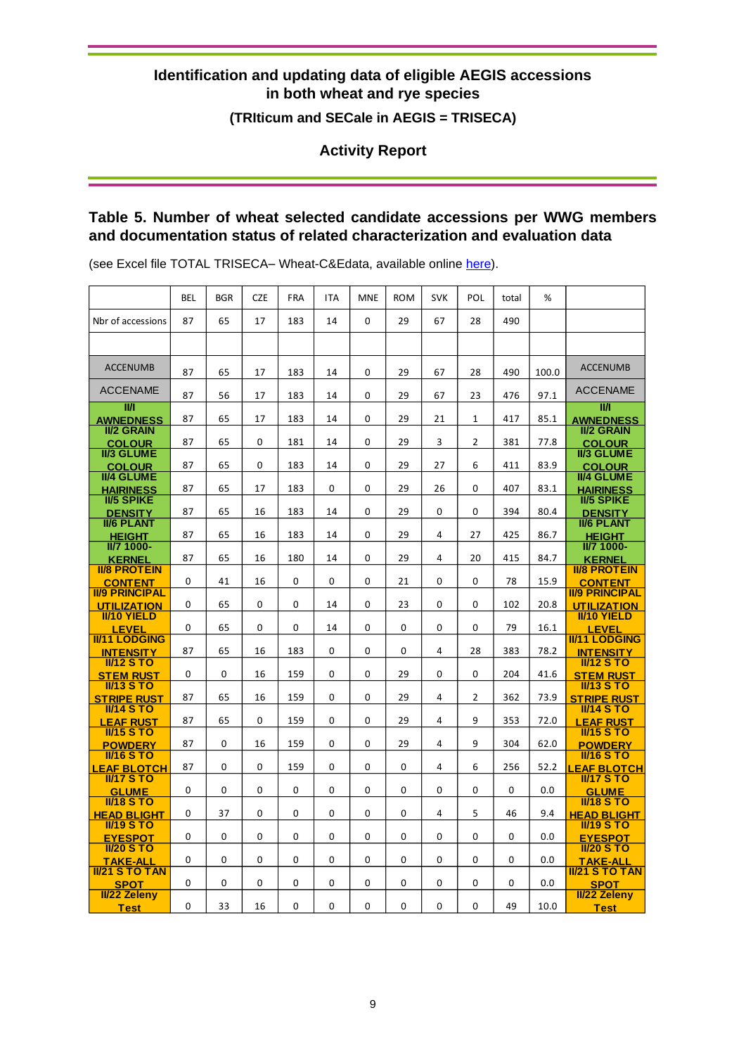## Identification and updating data of eligible AEGIS accessions in both wheat and rye species

### (TRIticum and SECale in AEGIS = TRISECA)

### Activity Report

### Table 5. Number of wheat selected candidate accessions per WWG members and documentation status of related characterization and evaluation data

(see Excel file TOTAL TRISECA– Wheat-C&Edata, available online here).

| | BEL | BGR | CZE | FRA | ITA | MNE | ROM | SVK | POL | total | % | |
|---|---|---|---|---|---|---|---|---|---|---|---|---|
| Nbr of accessions | 87 | 65 | 17 | 183 | 14 | 0 | 29 | 67 | 28 | 490 | | |
| | | | | | | | | | | | | |
| ACCENUMB | 87 | 65 | 17 | 183 | 14 | 0 | 29 | 67 | 28 | 490 | 100.0 | ACCENUMB |
| ACCENAME | 87 | 56 | 17 | 183 | 14 | 0 | 29 | 67 | 23 | 476 | 97.1 | ACCENAME |
| **II/I AWNEDNESS** | 87 | 65 | 17 | 183 | 14 | 0 | 29 | 21 | 1 | 417 | 85.1 | **II/I AWNEDNESS** |
| **II/2 GRAIN COLOUR** | 87 | 65 | 0 | 181 | 14 | 0 | 29 | 3 | 2 | 381 | 77.8 | **II/2 GRAIN COLOUR** |
| **II/3 GLUME COLOUR** | 87 | 65 | 0 | 183 | 14 | 0 | 29 | 27 | 6 | 411 | 83.9 | **II/3 GLUME COLOUR** |
| **II/4 GLUME HAIRINESS** | 87 | 65 | 17 | 183 | 0 | 0 | 29 | 26 | 0 | 407 | 83.1 | **II/4 GLUME HAIRINESS** |
| **II/5 SPIKE DENSITY** | 87 | 65 | 16 | 183 | 14 | 0 | 29 | 0 | 0 | 394 | 80.4 | **II/5 SPIKE DENSITY** |
| **II/6 PLANT HEIGHT** | 87 | 65 | 16 | 183 | 14 | 0 | 29 | 4 | 27 | 425 | 86.7 | **II/6 PLANT HEIGHT** |
| **II/7 1000-KERNEL** | 87 | 65 | 16 | 180 | 14 | 0 | 29 | 4 | 20 | 415 | 84.7 | **II/7 1000-KERNEL** |
| **II/8 PROTEIN CONTENT** | 0 | 41 | 16 | 0 | 0 | 0 | 21 | 0 | 0 | 78 | 15.9 | **II/8 PROTEIN CONTENT** |
| **II/9 PRINCIPAL UTILIZATION** | 0 | 65 | 0 | 0 | 14 | 0 | 23 | 0 | 0 | 102 | 20.8 | **II/9 PRINCIPAL UTILIZATION** |
| **II/10 YIELD LEVEL** | 0 | 65 | 0 | 0 | 14 | 0 | 0 | 0 | 0 | 79 | 16.1 | **II/10 YIELD LEVEL** |
| **II/11 LODGING INTENSITY** | 87 | 65 | 16 | 183 | 0 | 0 | 0 | 4 | 28 | 383 | 78.2 | **II/11 LODGING INTENSITY** |
| **II/12 S TO STEM RUST** | 0 | 0 | 16 | 159 | 0 | 0 | 29 | 0 | 0 | 204 | 41.6 | **II/12 S TO STEM RUST** |
| **II/13 S TO STRIPE RUST** | 87 | 65 | 16 | 159 | 0 | 0 | 29 | 4 | 2 | 362 | 73.9 | **II/13 S TO STRIPE RUST** |
| **II/14 S TO LEAF RUST** | 87 | 65 | 0 | 159 | 0 | 0 | 29 | 4 | 9 | 353 | 72.0 | **II/14 S TO LEAF RUST** |
| **II/15 S TO POWDERY** | 87 | 0 | 16 | 159 | 0 | 0 | 29 | 4 | 9 | 304 | 62.0 | **II/15 S TO POWDERY** |
| **II/16 S TO LEAF BLOTCH** | 87 | 0 | 0 | 159 | 0 | 0 | 0 | 4 | 6 | 256 | 52.2 | **II/16 S TO LEAF BLOTCH** |
| **II/17 S TO GLUME** | 0 | 0 | 0 | 0 | 0 | 0 | 0 | 0 | 0 | 0 | 0.0 | **II/17 S TO GLUME** |
| **II/18 S TO HEAD BLIGHT** | 0 | 37 | 0 | 0 | 0 | 0 | 0 | 4 | 5 | 46 | 9.4 | **II/18 S TO HEAD BLIGHT** |
| **II/19 S TO EYESPOT** | 0 | 0 | 0 | 0 | 0 | 0 | 0 | 0 | 0 | 0 | 0.0 | **II/19 S TO EYESPOT** |
| **II/20 S TO TAKE-ALL** | 0 | 0 | 0 | 0 | 0 | 0 | 0 | 0 | 0 | 0 | 0.0 | **II/20 S TO TAKE-ALL** |
| **II/21 S TO TAN SPOT** | 0 | 0 | 0 | 0 | 0 | 0 | 0 | 0 | 0 | 0 | 0.0 | **II/21 S TO TAN SPOT** |
| **II/22 Zeleny Test** | 0 | 33 | 16 | 0 | 0 | 0 | 0 | 0 | 0 | 49 | 10.0 | **II/22 Zeleny Test** |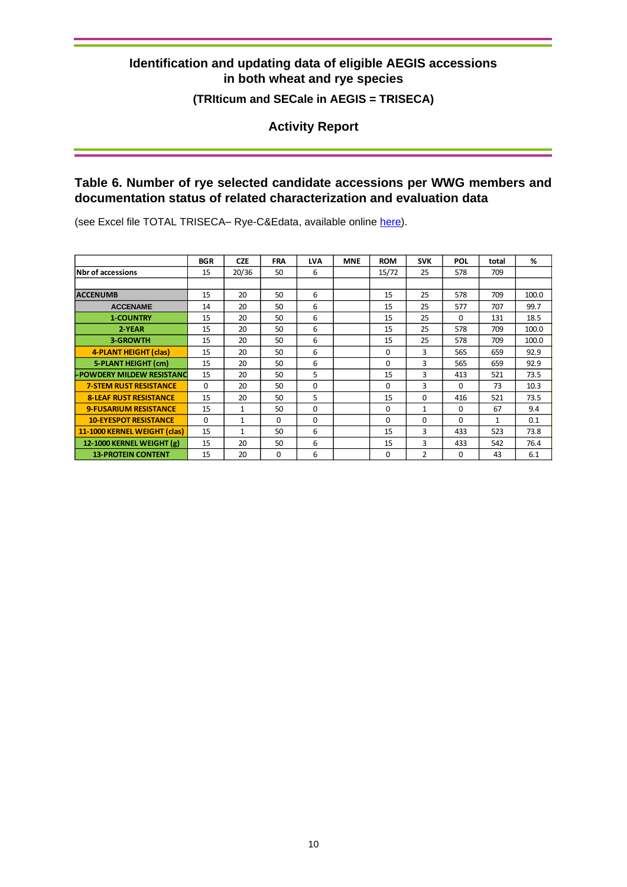**Identification and updating data of eligible AEGIS accessions in both wheat and rye species**

**(TRIticum and SECale in AEGIS = TRISECA)**

**Activity Report**

## Table 6. Number of rye selected candidate accessions per WWG members and documentation status of related characterization and evaluation data

(see Excel file TOTAL TRISECA– Rye-C&Edata, available online here).

| | BGR | CZE | FRA | LVA | MNE | ROM | SVK | POL | total | % |
|---|---|---|---|---|---|---|---|---|---|---|
| Nbr of accessions | 15 | 20/36 | 50 | 6 | | 15/72 | 25 | 578 | 709 | |
| | | | | | | | | | | |
| ACCENUMB | 15 | 20 | 50 | 6 | | 15 | 25 | 578 | 709 | 100.0 |
| ACCENAME | 14 | 20 | 50 | 6 | | 15 | 25 | 577 | 707 | 99.7 |
| 1-COUNTRY | 15 | 20 | 50 | 6 | | 15 | 25 | 0 | 131 | 18.5 |
| 2-YEAR | 15 | 20 | 50 | 6 | | 15 | 25 | 578 | 709 | 100.0 |
| 3-GROWTH | 15 | 20 | 50 | 6 | | 15 | 25 | 578 | 709 | 100.0 |
| 4-PLANT HEIGHT (clas) | 15 | 20 | 50 | 6 | | 0 | 3 | 565 | 659 | 92.9 |
| 5-PLANT HEIGHT (cm) | 15 | 20 | 50 | 6 | | 0 | 3 | 565 | 659 | 92.9 |
| 6-POWDERY MILDEW RESISTANC | 15 | 20 | 50 | 5 | | 15 | 3 | 413 | 521 | 73.5 |
| 7-STEM RUST RESISTANCE | 0 | 20 | 50 | 0 | | 0 | 3 | 0 | 73 | 10.3 |
| 8-LEAF RUST RESISTANCE | 15 | 20 | 50 | 5 | | 15 | 0 | 416 | 521 | 73.5 |
| 9-FUSARIUM RESISTANCE | 15 | 1 | 50 | 0 | | 0 | 1 | 0 | 67 | 9.4 |
| 10-EYESPOT RESISTANCE | 0 | 1 | 0 | 0 | | 0 | 0 | 0 | 1 | 0.1 |
| 11-1000 KERNEL WEIGHT (clas) | 15 | 1 | 50 | 6 | | 0 | 3 | 433 | 523 | 73.8 |
| 12-1000 KERNEL WEIGHT (g) | 15 | 20 | 50 | 6 | | 15 | 3 | 433 | 542 | 76.4 |
| 13-PROTEIN CONTENT | 15 | 20 | 0 | 6 | | 0 | 2 | 0 | 43 | 6.1 |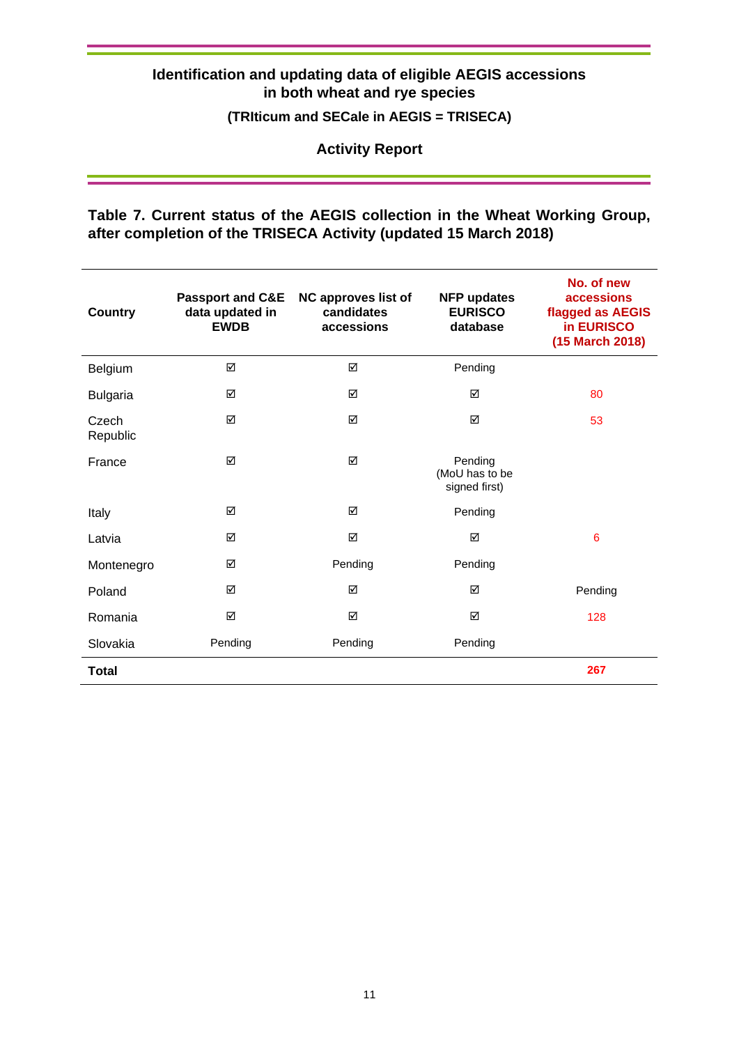## Identification and updating data of eligible AEGIS accessions in both wheat and rye species

**(TRIticum and SECale in AEGIS = TRISECA)**

**Activity Report**

**Table 7. Current status of the AEGIS collection in the Wheat Working Group, after completion of the TRISECA Activity (updated 15 March 2018)**

| Country | Passport and C&E data updated in EWDB | NC approves list of candidates accessions | NFP updates EURISCO database | No. of new accessions flagged as AEGIS in EURISCO (15 March 2018) |
|---|---|---|---|---|
| Belgium | ☑ | ☑ | Pending | |
| Bulgaria | ☑ | ☑ | ☑ | 80 |
| Czech Republic | ☑ | ☑ | ☑ | 53 |
| France | ☑ | ☑ | Pending (MoU has to be signed first) | |
| Italy | ☑ | ☑ | Pending | |
| Latvia | ☑ | ☑ | ☑ | 6 |
| Montenegro | ☑ | Pending | Pending | |
| Poland | ☑ | ☑ | ☑ | Pending |
| Romania | ☑ | ☑ | ☑ | 128 |
| Slovakia | Pending | Pending | Pending | |
| **Total** | | | | **267** |